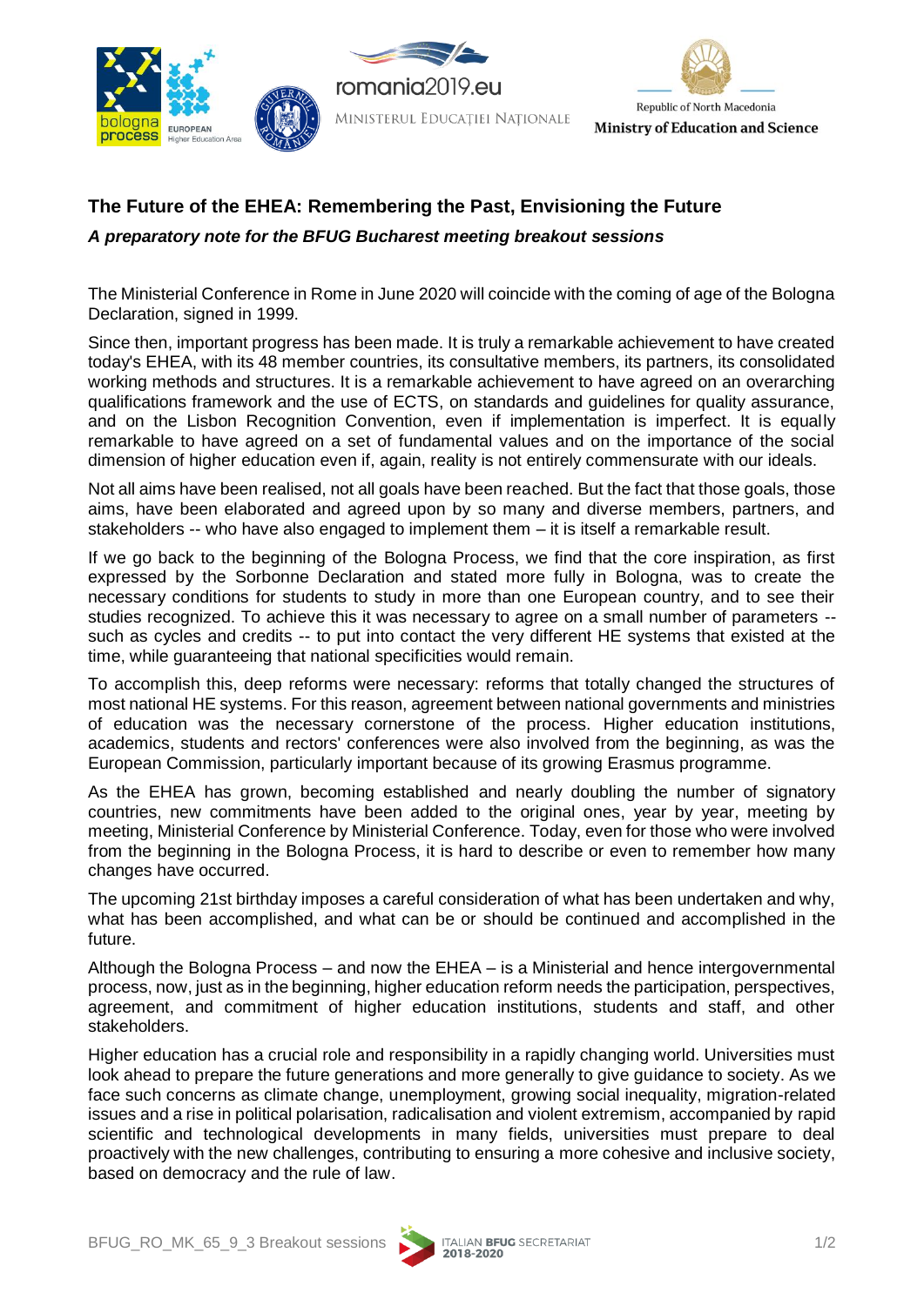## The Future of the EHEA: Remembering the Past, Envisioning the Future

***A preparatory note for the BFUG Bucharest meeting breakout sessions***

The Ministerial Conference in Rome in June 2020 will coincide with the coming of age of the Bologna Declaration, signed in 1999.

Since then, important progress has been made. It is truly a remarkable achievement to have created today's EHEA, with its 48 member countries, its consultative members, its partners, its consolidated working methods and structures. It is a remarkable achievement to have agreed on an overarching qualifications framework and the use of ECTS, on standards and guidelines for quality assurance, and on the Lisbon Recognition Convention, even if implementation is imperfect. It is equally remarkable to have agreed on a set of fundamental values and on the importance of the social dimension of higher education even if, again, reality is not entirely commensurate with our ideals.

Not all aims have been realised, not all goals have been reached. But the fact that those goals, those aims, have been elaborated and agreed upon by so many and diverse members, partners, and stakeholders -- who have also engaged to implement them – it is itself a remarkable result.

If we go back to the beginning of the Bologna Process, we find that the core inspiration, as first expressed by the Sorbonne Declaration and stated more fully in Bologna, was to create the necessary conditions for students to study in more than one European country, and to see their studies recognized. To achieve this it was necessary to agree on a small number of parameters -- such as cycles and credits -- to put into contact the very different HE systems that existed at the time, while guaranteeing that national specificities would remain.

To accomplish this, deep reforms were necessary: reforms that totally changed the structures of most national HE systems. For this reason, agreement between national governments and ministries of education was the necessary cornerstone of the process. Higher education institutions, academics, students and rectors' conferences were also involved from the beginning, as was the European Commission, particularly important because of its growing Erasmus programme.

As the EHEA has grown, becoming established and nearly doubling the number of signatory countries, new commitments have been added to the original ones, year by year, meeting by meeting, Ministerial Conference by Ministerial Conference. Today, even for those who were involved from the beginning in the Bologna Process, it is hard to describe or even to remember how many changes have occurred.

The upcoming 21st birthday imposes a careful consideration of what has been undertaken and why, what has been accomplished, and what can be or should be continued and accomplished in the future.

Although the Bologna Process – and now the EHEA – is a Ministerial and hence intergovernmental process, now, just as in the beginning, higher education reform needs the participation, perspectives, agreement, and commitment of higher education institutions, students and staff, and other stakeholders.

Higher education has a crucial role and responsibility in a rapidly changing world. Universities must look ahead to prepare the future generations and more generally to give guidance to society. As we face such concerns as climate change, unemployment, growing social inequality, migration-related issues and a rise in political polarisation, radicalisation and violent extremism, accompanied by rapid scientific and technological developments in many fields, universities must prepare to deal proactively with the new challenges, contributing to ensuring a more cohesive and inclusive society, based on democracy and the rule of law.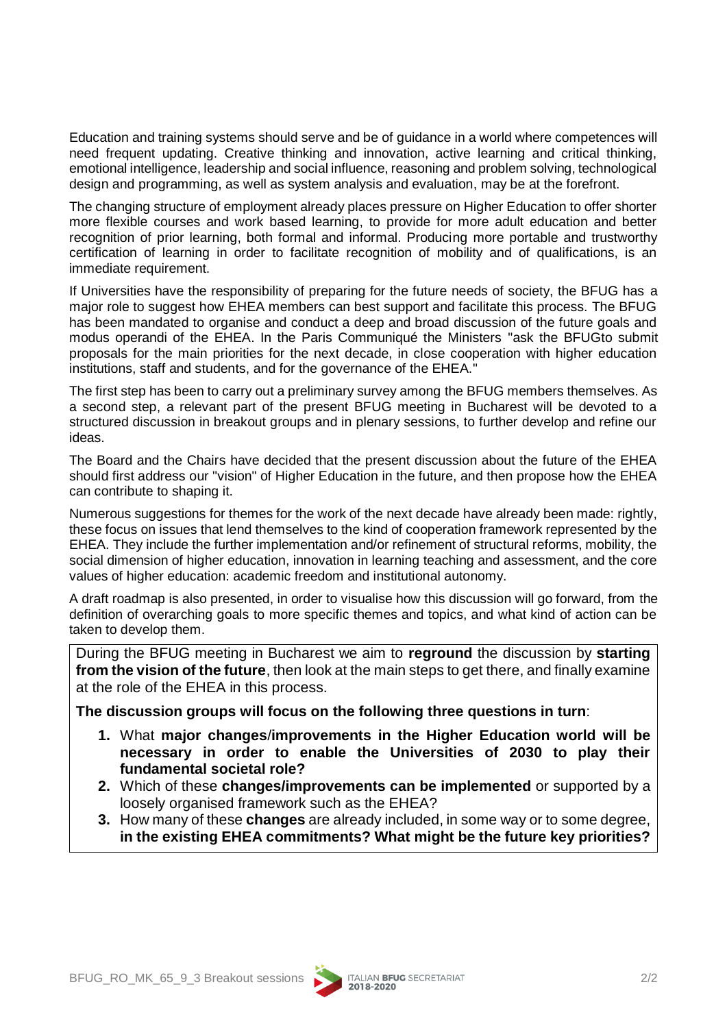Education and training systems should serve and be of guidance in a world where competences will need frequent updating. Creative thinking and innovation, active learning and critical thinking, emotional intelligence, leadership and social influence, reasoning and problem solving, technological design and programming, as well as system analysis and evaluation, may be at the forefront.

The changing structure of employment already places pressure on Higher Education to offer shorter more flexible courses and work based learning, to provide for more adult education and better recognition of prior learning, both formal and informal. Producing more portable and trustworthy certification of learning in order to facilitate recognition of mobility and of qualifications, is an immediate requirement.

If Universities have the responsibility of preparing for the future needs of society, the BFUG has a major role to suggest how EHEA members can best support and facilitate this process. The BFUG has been mandated to organise and conduct a deep and broad discussion of the future goals and modus operandi of the EHEA. In the Paris Communiqué the Ministers "ask the BFUGto submit proposals for the main priorities for the next decade, in close cooperation with higher education institutions, staff and students, and for the governance of the EHEA."

The first step has been to carry out a preliminary survey among the BFUG members themselves. As a second step, a relevant part of the present BFUG meeting in Bucharest will be devoted to a structured discussion in breakout groups and in plenary sessions, to further develop and refine our ideas.

The Board and the Chairs have decided that the present discussion about the future of the EHEA should first address our "vision" of Higher Education in the future, and then propose how the EHEA can contribute to shaping it.

Numerous suggestions for themes for the work of the next decade have already been made: rightly, these focus on issues that lend themselves to the kind of cooperation framework represented by the EHEA. They include the further implementation and/or refinement of structural reforms, mobility, the social dimension of higher education, innovation in learning teaching and assessment, and the core values of higher education: academic freedom and institutional autonomy.

A draft roadmap is also presented, in order to visualise how this discussion will go forward, from the definition of overarching goals to more specific themes and topics, and what kind of action can be taken to develop them.

During the BFUG meeting in Bucharest we aim to **reground** the discussion by **starting from the vision of the future**, then look at the main steps to get there, and finally examine at the role of the EHEA in this process.

**The discussion groups will focus on the following three questions in turn**:

1. What **major changes**/**improvements in the Higher Education world will be necessary in order to enable the Universities of 2030 to play their fundamental societal role?**
2. Which of these **changes/improvements can be implemented** or supported by a loosely organised framework such as the EHEA?
3. How many of these **changes** are already included, in some way or to some degree, **in the existing EHEA commitments? What might be the future key priorities?**